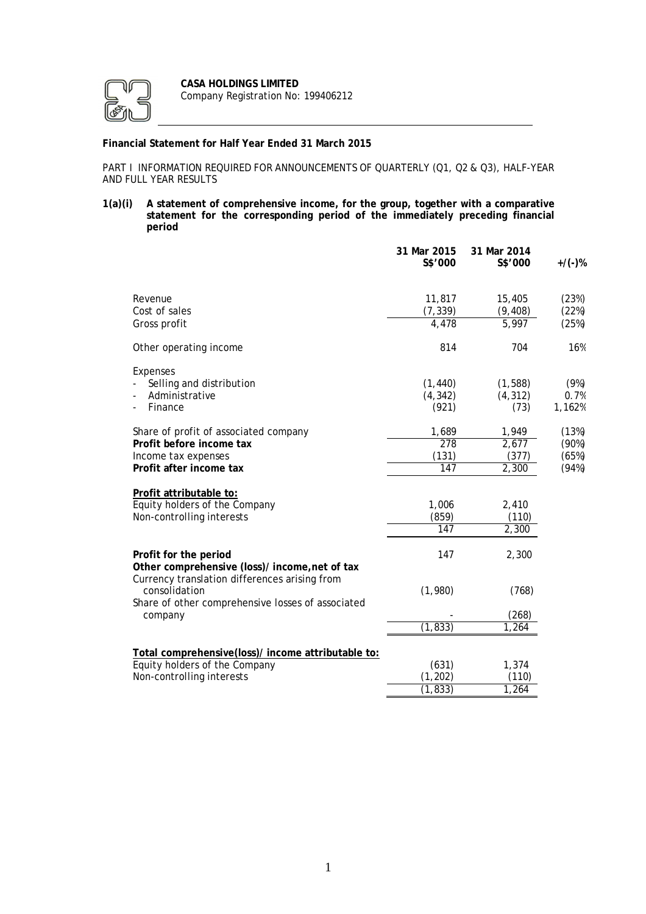**CASA HOLDINGS LIMITED**
Company Registration No: 199406212

**Financial Statement for Half Year Ended 31 March 2015**

PART I INFORMATION REQUIRED FOR ANNOUNCEMENTS OF QUARTERLY (Q1, Q2 & Q3), HALF-YEAR AND FULL YEAR RESULTS

**1(a)(i) A statement of comprehensive income, for the group, together with a comparative statement for the corresponding period of the immediately preceding financial period**

| | 31 Mar 2015 S$'000 | 31 Mar 2014 S$'000 | +/(-)% |
|---|---|---|---|
| Revenue | 11,817 | 15,405 | (23%) |
| Cost of sales | (7,339) | (9,408) | (22%) |
| Gross profit | 4,478 | 5,997 | (25%) |
| Other operating income | 814 | 704 | 16% |
| Expenses | | | |
| - Selling and distribution | (1,440) | (1,588) | (9%) |
| - Administrative | (4,342) | (4,312) | 0.7% |
| - Finance | (921) | (73) | 1,162% |
| Share of profit of associated company | 1,689 | 1,949 | (13%) |
| **Profit before income tax** | 278 | 2,677 | (90%) |
| Income tax expenses | (131) | (377) | (65%) |
| **Profit after income tax** | 147 | 2,300 | (94%) |
| **Profit attributable to:** | | | |
| Equity holders of the Company | 1,006 | 2,410 | |
| Non-controlling interests | (859) | (110) | |
| | 147 | 2,300 | |
| **Profit for the period** | 147 | 2,300 | |
| **Other comprehensive (loss)/ income,net of tax** | | | |
| Currency translation differences arising from consolidation | (1,980) | (768) | |
| Share of other comprehensive losses of associated company | - | (268) | |
| | (1,833) | 1,264 | |
| **Total comprehensive(loss)/ income attributable to:** | | | |
| Equity holders of the Company | (631) | 1,374 | |
| Non-controlling interests | (1,202) | (110) | |
| | (1,833) | 1,264 | |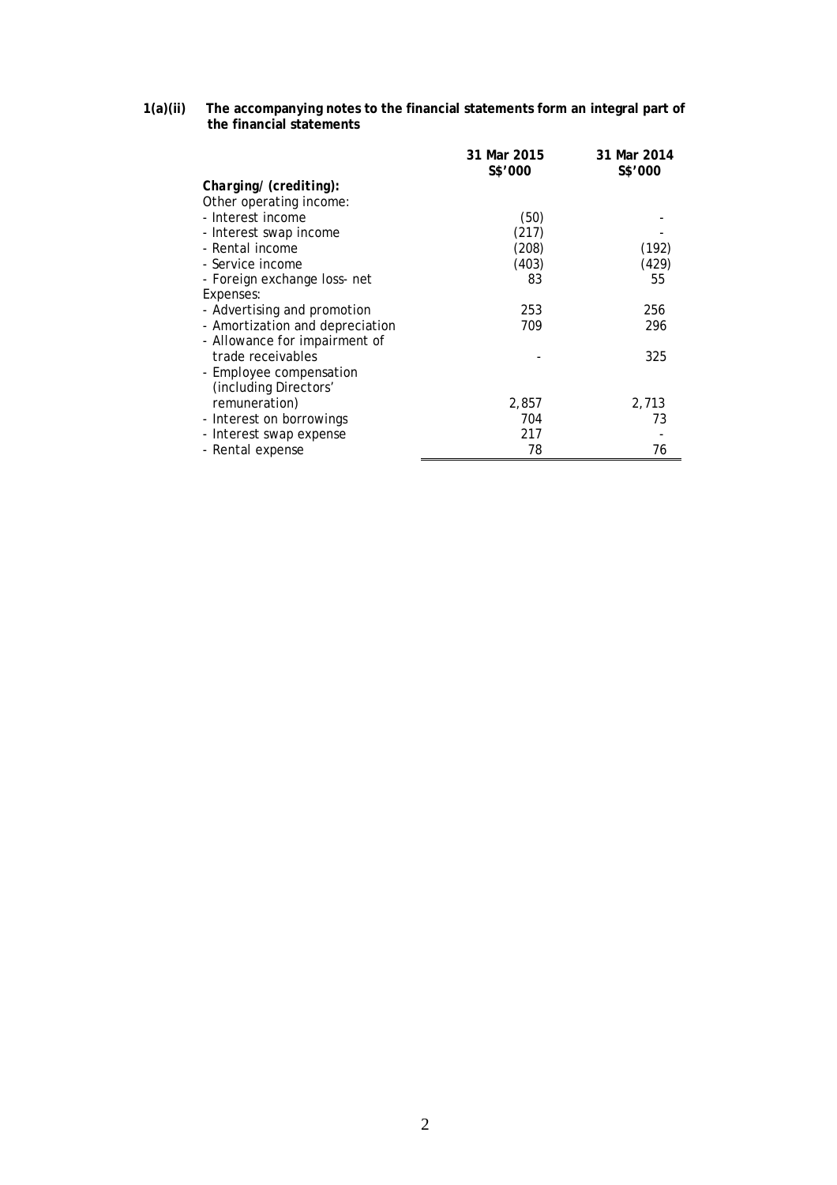**1(a)(ii) The accompanying notes to the financial statements form an integral part of the financial statements**

| | 31 Mar 2015 S$'000 | 31 Mar 2014 S$'000 |
|---|---|---|
| ***Charging/ (crediting):*** | | |
| Other operating income: | | |
| - Interest income | (50) | - |
| - Interest swap income | (217) | - |
| - Rental income | (208) | (192) |
| - Service income | (403) | (429) |
| - Foreign exchange loss- net | 83 | 55 |
| Expenses: | | |
| - Advertising and promotion | 253 | 256 |
| - Amortization and depreciation | 709 | 296 |
| - Allowance for impairment of trade receivables | - | 325 |
| - Employee compensation (including Directors' remuneration) | 2,857 | 2,713 |
| - Interest on borrowings | 704 | 73 |
| - Interest swap expense | 217 | - |
| - Rental expense | 78 | 76 |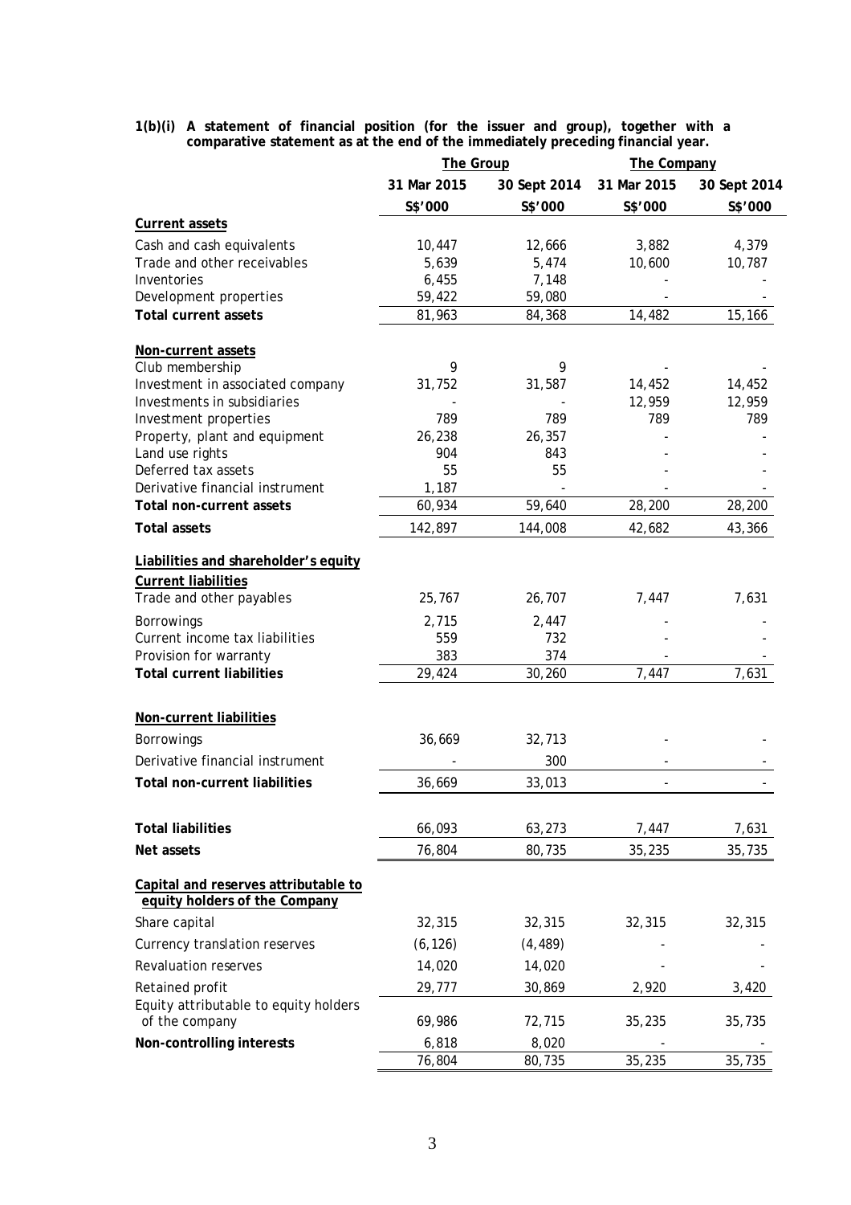**1(b)(i) A statement of financial position (for the issuer and group), together with a comparative statement as at the end of the immediately preceding financial year.**

| | The Group | | The Company | |
|---|---|---|---|---|
| | 31 Mar 2015 | 30 Sept 2014 | 31 Mar 2015 | 30 Sept 2014 |
| | S$'000 | S$'000 | S$'000 | S$'000 |
| **Current assets** | | | | |
| Cash and cash equivalents | 10,447 | 12,666 | 3,882 | 4,379 |
| Trade and other receivables | 5,639 | 5,474 | 10,600 | 10,787 |
| Inventories | 6,455 | 7,148 | - | - |
| Development properties | 59,422 | 59,080 | - | - |
| **Total current assets** | 81,963 | 84,368 | 14,482 | 15,166 |
| **Non-current assets** | | | | |
| Club membership | 9 | 9 | - | - |
| Investment in associated company | 31,752 | 31,587 | 14,452 | 14,452 |
| Investments in subsidiaries | - | - | 12,959 | 12,959 |
| Investment properties | 789 | 789 | 789 | 789 |
| Property, plant and equipment | 26,238 | 26,357 | - | - |
| Land use rights | 904 | 843 | - | - |
| Deferred tax assets | 55 | 55 | - | - |
| Derivative financial instrument | 1,187 | - | - | - |
| **Total non-current assets** | 60,934 | 59,640 | 28,200 | 28,200 |
| **Total assets** | 142,897 | 144,008 | 42,682 | 43,366 |
| **Liabilities and shareholder's equity** | | | | |
| **Current liabilities** | | | | |
| Trade and other payables | 25,767 | 26,707 | 7,447 | 7,631 |
| Borrowings | 2,715 | 2,447 | - | - |
| Current income tax liabilities | 559 | 732 | - | - |
| Provision for warranty | 383 | 374 | - | - |
| **Total current liabilities** | 29,424 | 30,260 | 7,447 | 7,631 |
| **Non-current liabilities** | | | | |
| Borrowings | 36,669 | 32,713 | - | - |
| Derivative financial instrument | - | 300 | - | - |
| **Total non-current liabilities** | 36,669 | 33,013 | - | - |
| **Total liabilities** | 66,093 | 63,273 | 7,447 | 7,631 |
| **Net assets** | 76,804 | 80,735 | 35,235 | 35,735 |
| **Capital and reserves attributable to equity holders of the Company** | | | | |
| Share capital | 32,315 | 32,315 | 32,315 | 32,315 |
| Currency translation reserves | (6,126) | (4,489) | - | - |
| Revaluation reserves | 14,020 | 14,020 | - | - |
| Retained profit | 29,777 | 30,869 | 2,920 | 3,420 |
| Equity attributable to equity holders of the company | 69,986 | 72,715 | 35,235 | 35,735 |
| **Non-controlling interests** | 6,818 | 8,020 | - | - |
| | 76,804 | 80,735 | 35,235 | 35,735 |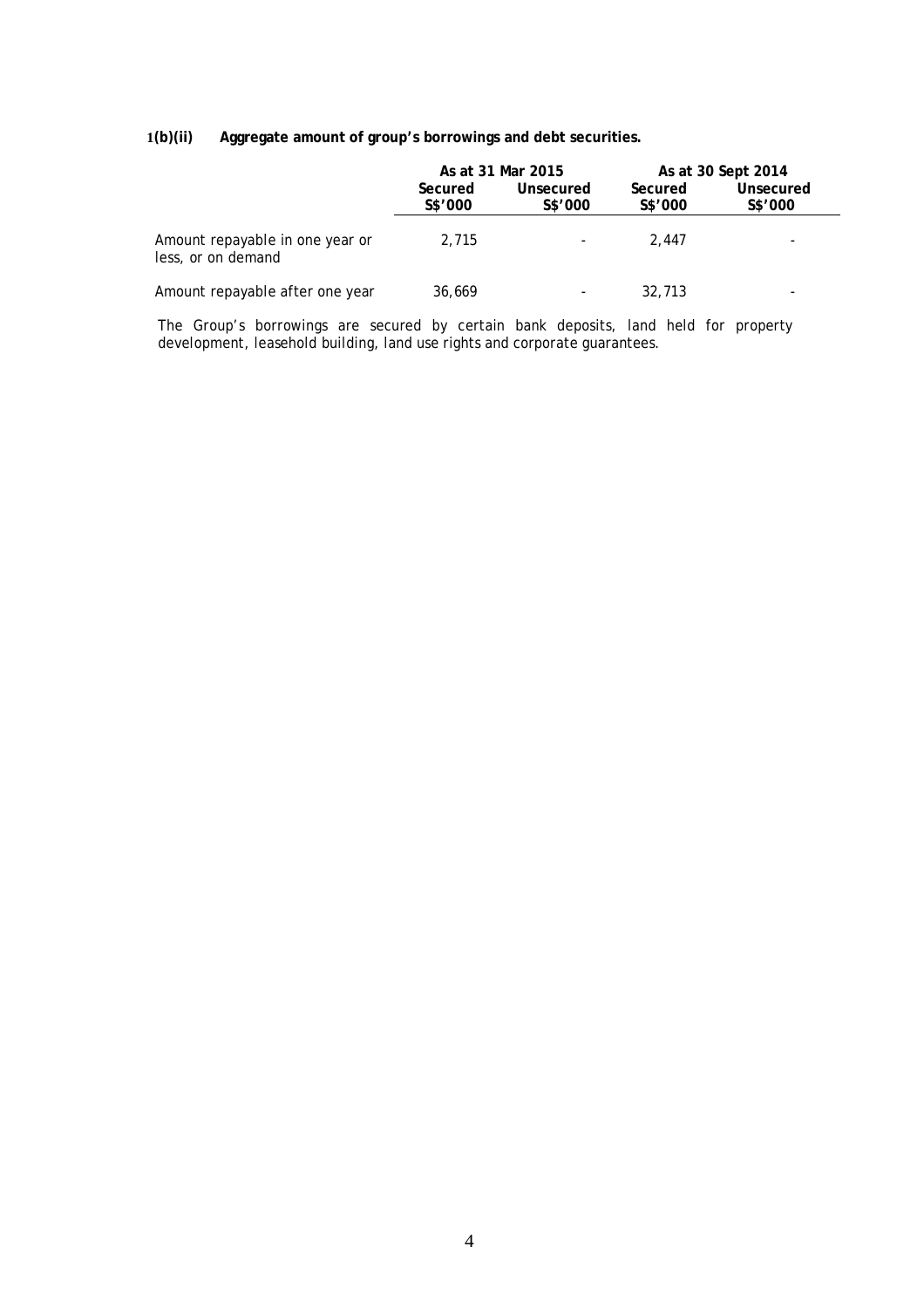**1(b)(ii) Aggregate amount of group's borrowings and debt securities.**

| | As at 31 Mar 2015 | | As at 30 Sept 2014 | |
|---|---|---|---|---|
| | Secured S$'000 | Unsecured S$'000 | Secured S$'000 | Unsecured S$'000 |
| Amount repayable in one year or less, or on demand | 2,715 | - | 2,447 | - |
| Amount repayable after one year | 36,669 | - | 32,713 | - |

The Group's borrowings are secured by certain bank deposits, land held for property development, leasehold building, land use rights and corporate guarantees.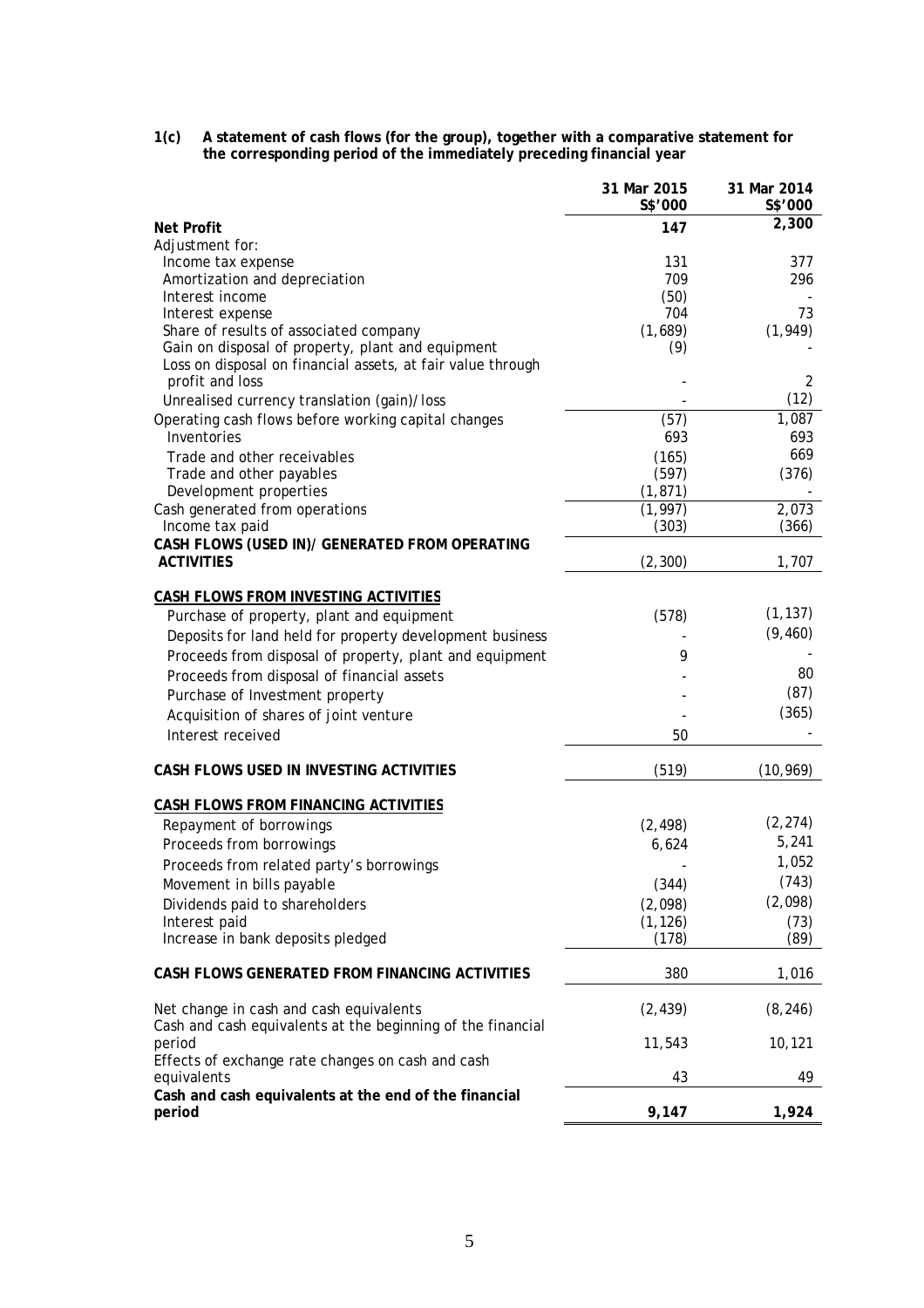**1(c) A statement of cash flows (for the group), together with a comparative statement for the corresponding period of the immediately preceding financial year**

| | 31 Mar 2015 S$'000 | 31 Mar 2014 S$'000 |
|---|---|---|
| **Net Profit** | **147** | **2,300** |
| Adjustment for: | | |
| Income tax expense | 131 | 377 |
| Amortization and depreciation | 709 | 296 |
| Interest income | (50) | - |
| Interest expense | 704 | 73 |
| Share of results of associated company | (1,689) | (1,949) |
| Gain on disposal of property, plant and equipment | (9) | - |
| Loss on disposal on financial assets, at fair value through profit and loss | - | 2 |
| Unrealised currency translation (gain)/loss | - | (12) |
| Operating cash flows before working capital changes | (57) | 1,087 |
| Inventories | 693 | 693 |
| Trade and other receivables | (165) | 669 |
| Trade and other payables | (597) | (376) |
| Development properties | (1,871) | - |
| Cash generated from operations | (1,997) | 2,073 |
| Income tax paid | (303) | (366) |
| **CASH FLOWS (USED IN)/ GENERATED FROM OPERATING ACTIVITIES** | (2,300) | 1,707 |
| | | |
| **CASH FLOWS FROM INVESTING ACTIVITIES** | | |
| Purchase of property, plant and equipment | (578) | (1,137) |
| Deposits for land held for property development business | - | (9,460) |
| Proceeds from disposal of property, plant and equipment | 9 | - |
| Proceeds from disposal of financial assets | - | 80 |
| Purchase of Investment property | - | (87) |
| Acquisition of shares of joint venture | - | (365) |
| Interest received | 50 | - |
| **CASH FLOWS USED IN INVESTING ACTIVITIES** | (519) | (10,969) |
| | | |
| **CASH FLOWS FROM FINANCING ACTIVITIES** | | |
| Repayment of borrowings | (2,498) | (2,274) |
| Proceeds from borrowings | 6,624 | 5,241 |
| Proceeds from related party's borrowings | - | 1,052 |
| Movement in bills payable | (344) | (743) |
| Dividends paid to shareholders | (2,098) | (2,098) |
| Interest paid | (1,126) | (73) |
| Increase in bank deposits pledged | (178) | (89) |
| **CASH FLOWS GENERATED FROM FINANCING ACTIVITIES** | 380 | 1,016 |
| | | |
| Net change in cash and cash equivalents | (2,439) | (8,246) |
| Cash and cash equivalents at the beginning of the financial period | 11,543 | 10,121 |
| Effects of exchange rate changes on cash and cash equivalents | 43 | 49 |
| **Cash and cash equivalents at the end of the financial period** | **9,147** | **1,924** |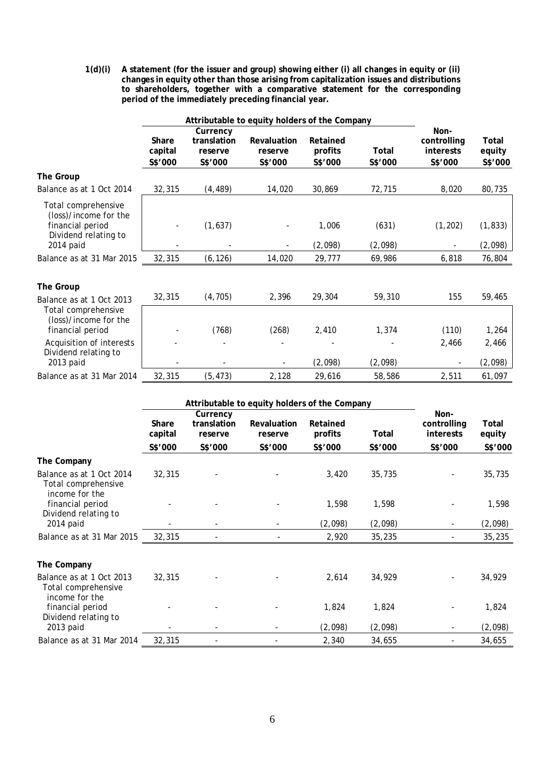**1(d)(i) A statement (for the issuer and group) showing either (i) all changes in equity or (ii) changes in equity other than those arising from capitalization issues and distributions to shareholders, together with a comparative statement for the corresponding period of the immediately preceding financial year.**

| | Attributable to equity holders of the Company | | | | | | |
|---|---|---|---|---|---|---|---|
| | Share capital | Currency translation reserve | Revaluation reserve | Retained profits | Total | Non-controlling interests | Total equity |
| | S$'000 | S$'000 | S$'000 | S$'000 | S$'000 | S$'000 | S$'000 |
| **The Group** | | | | | | | |
| Balance as at 1 Oct 2014 | 32,315 | (4,489) | 14,020 | 30,869 | 72,715 | 8,020 | 80,735 |
| Total comprehensive (loss)/income for the financial period | - | (1,637) | - | 1,006 | (631) | (1,202) | (1,833) |
| Dividend relating to 2014 paid | - | - | - | (2,098) | (2,098) | - | (2,098) |
| Balance as at 31 Mar 2015 | 32,315 | (6,126) | 14,020 | 29,777 | 69,986 | 6,818 | 76,804 |
| | | | | | | | |
| **The Group** | | | | | | | |
| Balance as at 1 Oct 2013 | 32,315 | (4,705) | 2,396 | 29,304 | 59,310 | 155 | 59,465 |
| Total comprehensive (loss)/income for the financial period | - | (768) | (268) | 2,410 | 1,374 | (110) | 1,264 |
| Acquisition of interests | - | - | - | - | - | 2,466 | 2,466 |
| Dividend relating to 2013 paid | - | - | - | (2,098) | (2,098) | - | (2,098) |
| Balance as at 31 Mar 2014 | 32,315 | (5,473) | 2,128 | 29,616 | 58,586 | 2,511 | 61,097 |

| | Attributable to equity holders of the Company | | | | | | |
|---|---|---|---|---|---|---|---|
| | Share capital | Currency translation reserve | Revaluation reserve | Retained profits | Total | Non-controlling interests | Total equity |
| | S$'000 | S$'000 | S$'000 | S$'000 | S$'000 | S$'000 | S$'000 |
| **The Company** | | | | | | | |
| Balance as at 1 Oct 2014 | 32,315 | - | - | 3,420 | 35,735 | - | 35,735 |
| Total comprehensive income for the financial period | - | - | - | 1,598 | 1,598 | - | 1,598 |
| Dividend relating to 2014 paid | - | - | - | (2,098) | (2,098) | - | (2,098) |
| Balance as at 31 Mar 2015 | 32,315 | - | - | 2,920 | 35,235 | - | 35,235 |
| | | | | | | | |
| **The Company** | | | | | | | |
| Balance as at 1 Oct 2013 | 32,315 | - | - | 2,614 | 34,929 | - | 34,929 |
| Total comprehensive income for the financial period | - | - | - | 1,824 | 1,824 | - | 1,824 |
| Dividend relating to 2013 paid | - | - | - | (2,098) | (2,098) | - | (2,098) |
| Balance as at 31 Mar 2014 | 32,315 | - | - | 2,340 | 34,655 | - | 34,655 |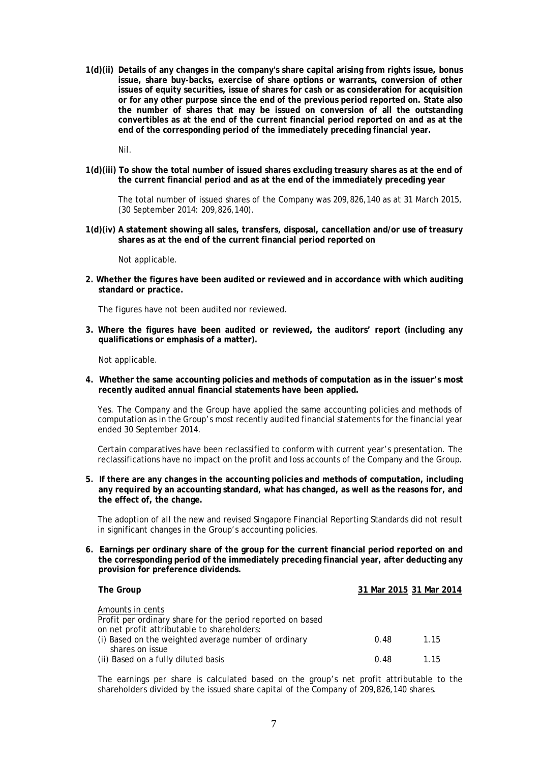**1(d)(ii) Details of any changes in the company's share capital arising from rights issue, bonus issue, share buy-backs, exercise of share options or warrants, conversion of other issues of equity securities, issue of shares for cash or as consideration for acquisition or for any other purpose since the end of the previous period reported on. State also the number of shares that may be issued on conversion of all the outstanding convertibles as at the end of the current financial period reported on and as at the end of the corresponding period of the immediately preceding financial year.**

Nil.

**1(d)(iii) To show the total number of issued shares excluding treasury shares as at the end of the current financial period and as at the end of the immediately preceding year**

The total number of issued shares of the Company was 209,826,140 as at 31 March 2015, (30 September 2014: 209,826,140).

**1(d)(iv) A statement showing all sales, transfers, disposal, cancellation and/or use of treasury shares as at the end of the current financial period reported on**

Not applicable.

**2. Whether the figures have been audited or reviewed and in accordance with which auditing standard or practice.**

The figures have not been audited nor reviewed.

**3. Where the figures have been audited or reviewed, the auditors' report (including any qualifications or emphasis of a matter).**

Not applicable.

**4. Whether the same accounting policies and methods of computation as in the issuer's most recently audited annual financial statements have been applied.**

Yes. The Company and the Group have applied the same accounting policies and methods of computation as in the Group's most recently audited financial statements for the financial year ended 30 September 2014.

Certain comparatives have been reclassified to conform with current year's presentation. The reclassifications have no impact on the profit and loss accounts of the Company and the Group.

**5. If there are any changes in the accounting policies and methods of computation, including any required by an accounting standard, what has changed, as well as the reasons for, and the effect of, the change.**

The adoption of all the new and revised Singapore Financial Reporting Standards did not result in significant changes in the Group's accounting policies.

**6. Earnings per ordinary share of the group for the current financial period reported on and the corresponding period of the immediately preceding financial year, after deducting any provision for preference dividends.**

| **The Group** | **31 Mar 2015** | **31 Mar 2014** |
|---|---|---|
| Amounts in cents | | |
| Profit per ordinary share for the period reported on based on net profit attributable to shareholders: | | |
| (i) Based on the weighted average number of ordinary shares on issue | 0.48 | 1.15 |
| (ii) Based on a fully diluted basis | 0.48 | 1.15 |

The earnings per share is calculated based on the group's net profit attributable to the shareholders divided by the issued share capital of the Company of 209,826,140 shares.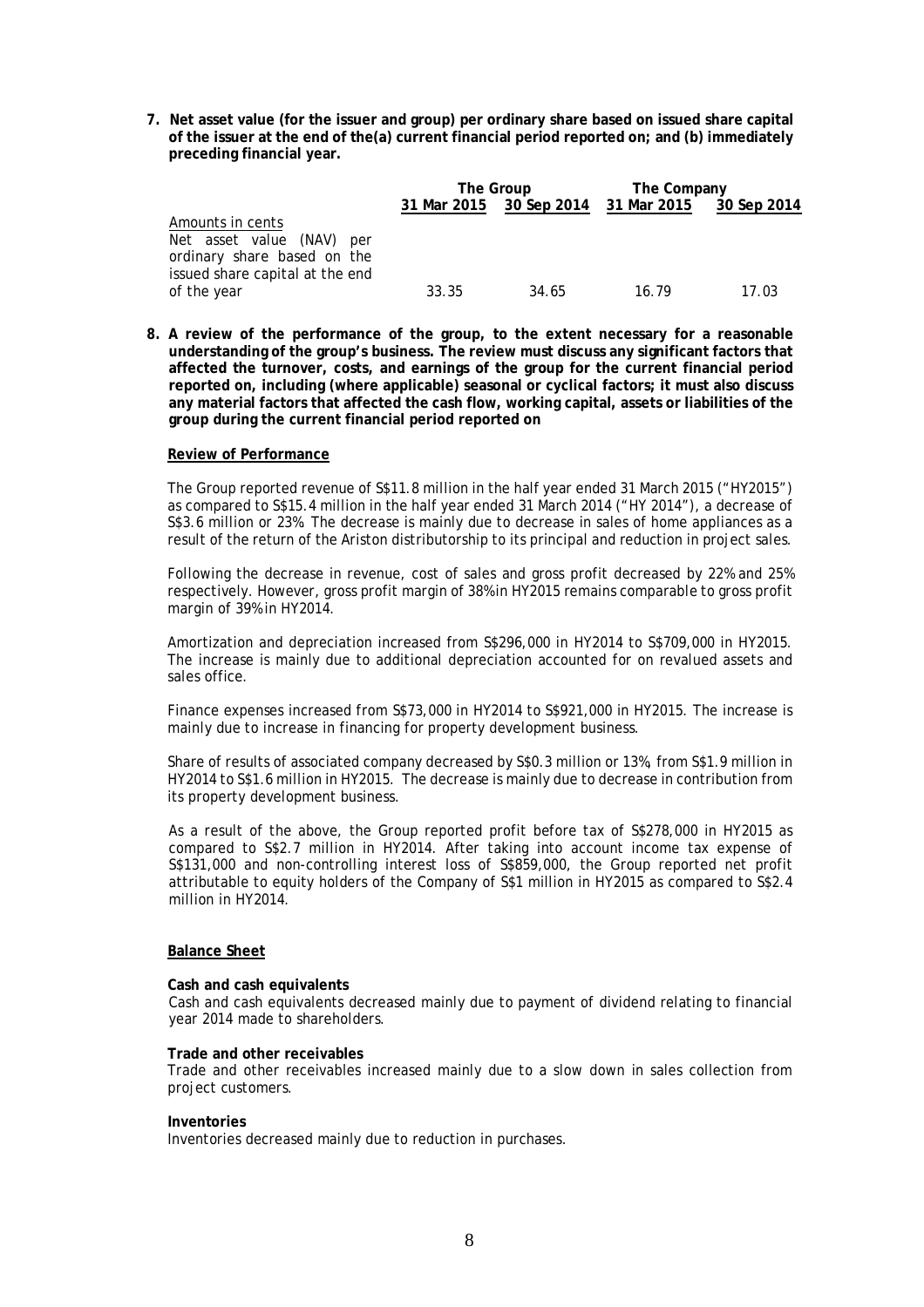**7. Net asset value (for the issuer and group) per ordinary share based on issued share capital of the issuer at the end of the(a) current financial period reported on; and (b) immediately preceding financial year.**

| | The Group | | The Company | |
|---|---|---|---|---|
| | 31 Mar 2015 | 30 Sep 2014 | 31 Mar 2015 | 30 Sep 2014 |
| Amounts in cents | | | | |
| Net asset value (NAV) per ordinary share based on the issued share capital at the end of the year | 33.35 | 34.65 | 16.79 | 17.03 |

**8. A review of the performance of the group, to the extent necessary for a reasonable understanding of the group's business. The review must discuss any significant factors that affected the turnover, costs, and earnings of the group for the current financial period reported on, including (where applicable) seasonal or cyclical factors; it must also discuss any material factors that affected the cash flow, working capital, assets or liabilities of the group during the current financial period reported on**

**Review of Performance**

The Group reported revenue of S$11.8 million in the half year ended 31 March 2015 ("HY2015") as compared to S$15.4 million in the half year ended 31 March 2014 ("HY 2014"), a decrease of S$3.6 million or 23%. The decrease is mainly due to decrease in sales of home appliances as a result of the return of the Ariston distributorship to its principal and reduction in project sales.

Following the decrease in revenue, cost of sales and gross profit decreased by 22% and 25% respectively. However, gross profit margin of 38% in HY2015 remains comparable to gross profit margin of 39% in HY2014.

Amortization and depreciation increased from S$296,000 in HY2014 to S$709,000 in HY2015. The increase is mainly due to additional depreciation accounted for on revalued assets and sales office.

Finance expenses increased from S$73,000 in HY2014 to S$921,000 in HY2015. The increase is mainly due to increase in financing for property development business.

Share of results of associated company decreased by S$0.3 million or 13%, from S$1.9 million in HY2014 to S$1.6 million in HY2015. The decrease is mainly due to decrease in contribution from its property development business.

As a result of the above, the Group reported profit before tax of S$278,000 in HY2015 as compared to S$2.7 million in HY2014. After taking into account income tax expense of S$131,000 and non-controlling interest loss of S$859,000, the Group reported net profit attributable to equity holders of the Company of S$1 million in HY2015 as compared to S$2.4 million in HY2014.

**Balance Sheet**

**Cash and cash equivalents**

Cash and cash equivalents decreased mainly due to payment of dividend relating to financial year 2014 made to shareholders.

**Trade and other receivables**

Trade and other receivables increased mainly due to a slow down in sales collection from project customers.

**Inventories**

Inventories decreased mainly due to reduction in purchases.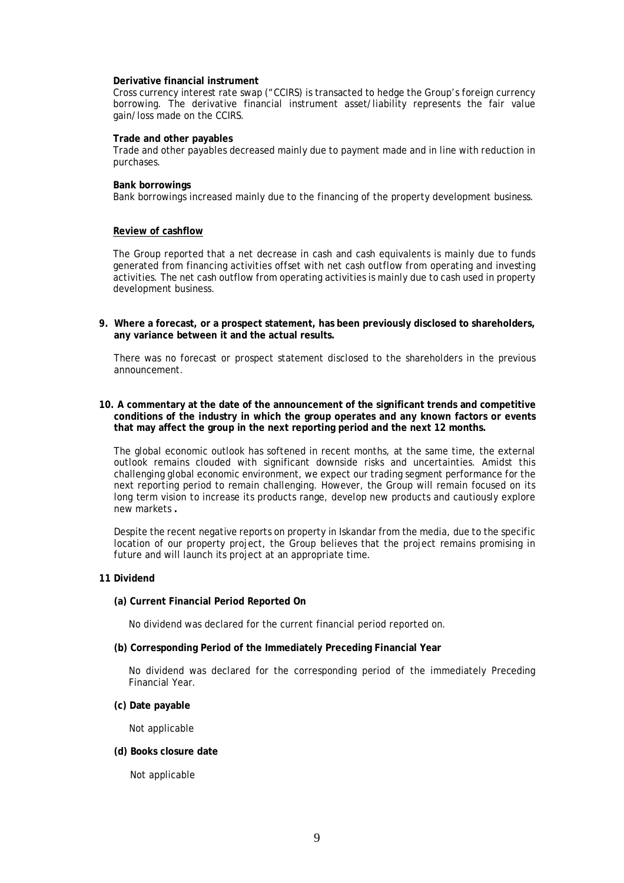**Derivative financial instrument**

Cross currency interest rate swap ("CCIRS) is transacted to hedge the Group's foreign currency borrowing. The derivative financial instrument asset/liability represents the fair value gain/loss made on the CCIRS.

**Trade and other payables**

Trade and other payables decreased mainly due to payment made and in line with reduction in purchases.

**Bank borrowings**

Bank borrowings increased mainly due to the financing of the property development business.

**Review of cashflow**

The Group reported that a net decrease in cash and cash equivalents is mainly due to funds generated from financing activities offset with net cash outflow from operating and investing activities. The net cash outflow from operating activities is mainly due to cash used in property development business.

**9. Where a forecast, or a prospect statement, has been previously disclosed to shareholders, any variance between it and the actual results.**

There was no forecast or prospect statement disclosed to the shareholders in the previous announcement.

**10. A commentary at the date of the announcement of the significant trends and competitive conditions of the industry in which the group operates and any known factors or events that may affect the group in the next reporting period and the next 12 months.**

The global economic outlook has softened in recent months, at the same time, the external outlook remains clouded with significant downside risks and uncertainties. Amidst this challenging global economic environment, we expect our trading segment performance for the next reporting period to remain challenging. However, the Group will remain focused on its long term vision to increase its products range, develop new products and cautiously explore new markets **.**

Despite the recent negative reports on property in Iskandar from the media, due to the specific location of our property project, the Group believes that the project remains promising in future and will launch its project at an appropriate time.

**11 Dividend**

**(a) Current Financial Period Reported On**

No dividend was declared for the current financial period reported on.

**(b) Corresponding Period of the Immediately Preceding Financial Year**

No dividend was declared for the corresponding period of the immediately Preceding Financial Year.

**(c) Date payable**

Not applicable

**(d) Books closure date**

Not applicable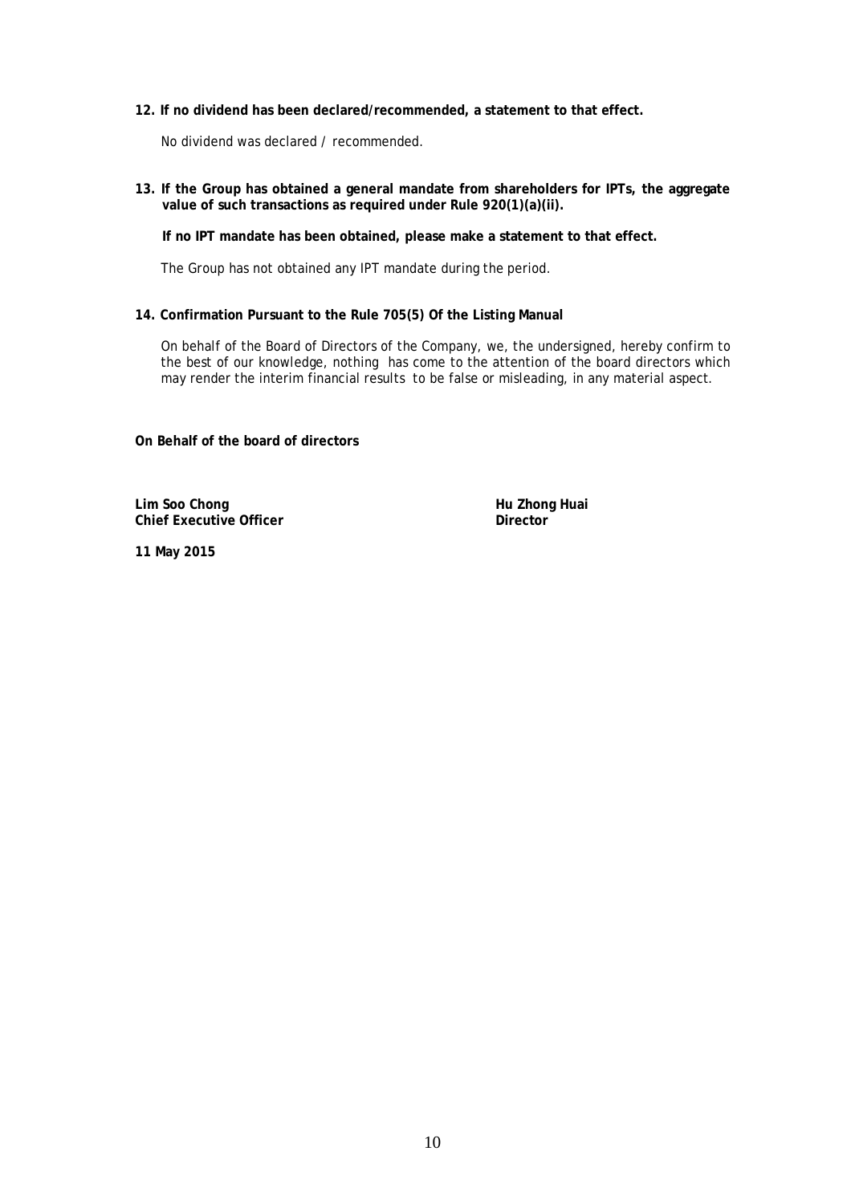**12. If no dividend has been declared/recommended, a statement to that effect.**

No dividend was declared / recommended.

**13. If the Group has obtained a general mandate from shareholders for IPTs, the aggregate value of such transactions as required under Rule 920(1)(a)(ii).**

**If no IPT mandate has been obtained, please make a statement to that effect.**

The Group has not obtained any IPT mandate during the period.

**14. Confirmation Pursuant to the Rule 705(5) Of the Listing Manual**

On behalf of the Board of Directors of the Company, we, the undersigned, hereby confirm to the best of our knowledge, nothing has come to the attention of the board directors which may render the interim financial results to be false or misleading, in any material aspect.

**On Behalf of the board of directors**

**Lim Soo Chong**
**Chief Executive Officer**

**Hu Zhong Huai**
**Director**

**11 May 2015**